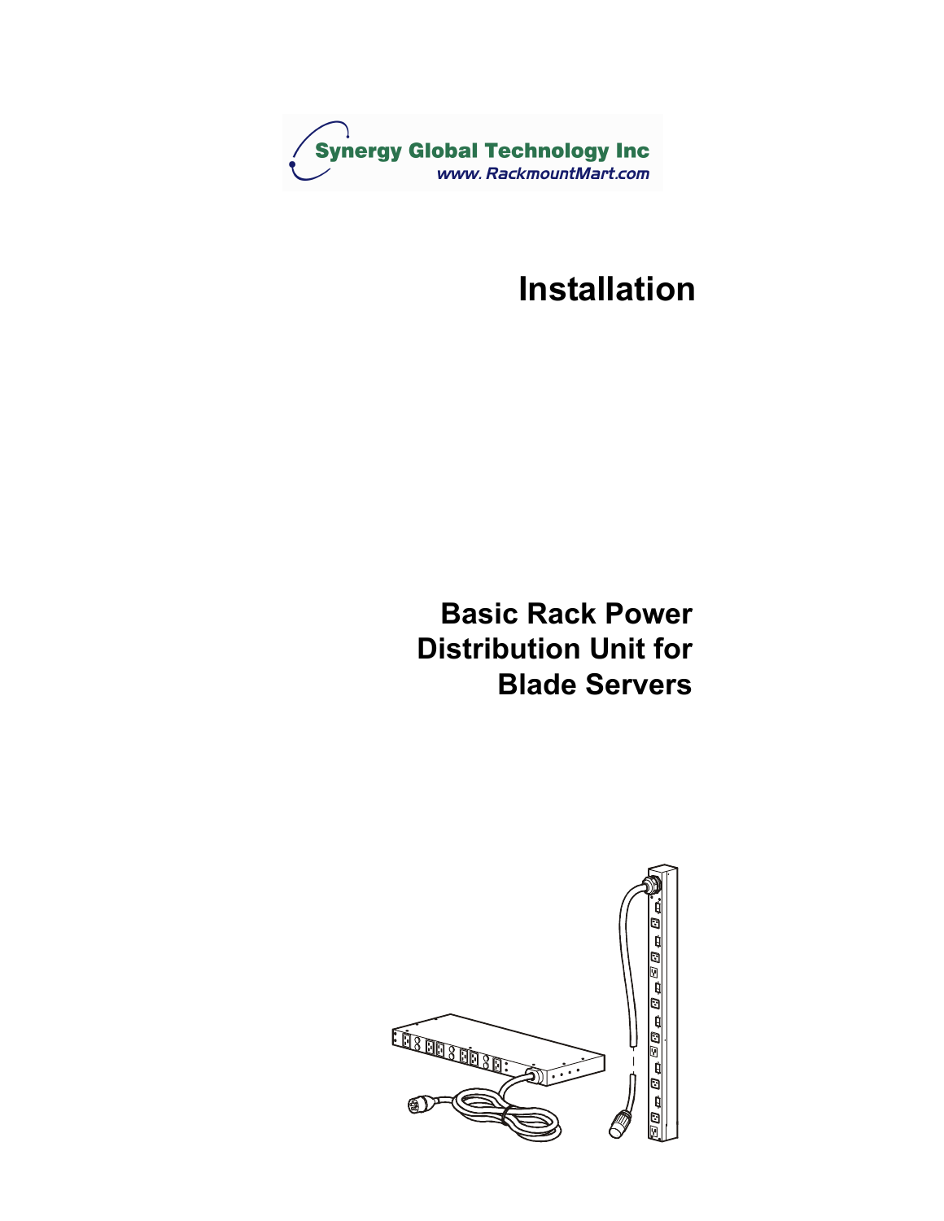Synergy Global Technology Inc
www. RackmountMart.com

# Installation

## Basic Rack Power Distribution Unit for Blade Servers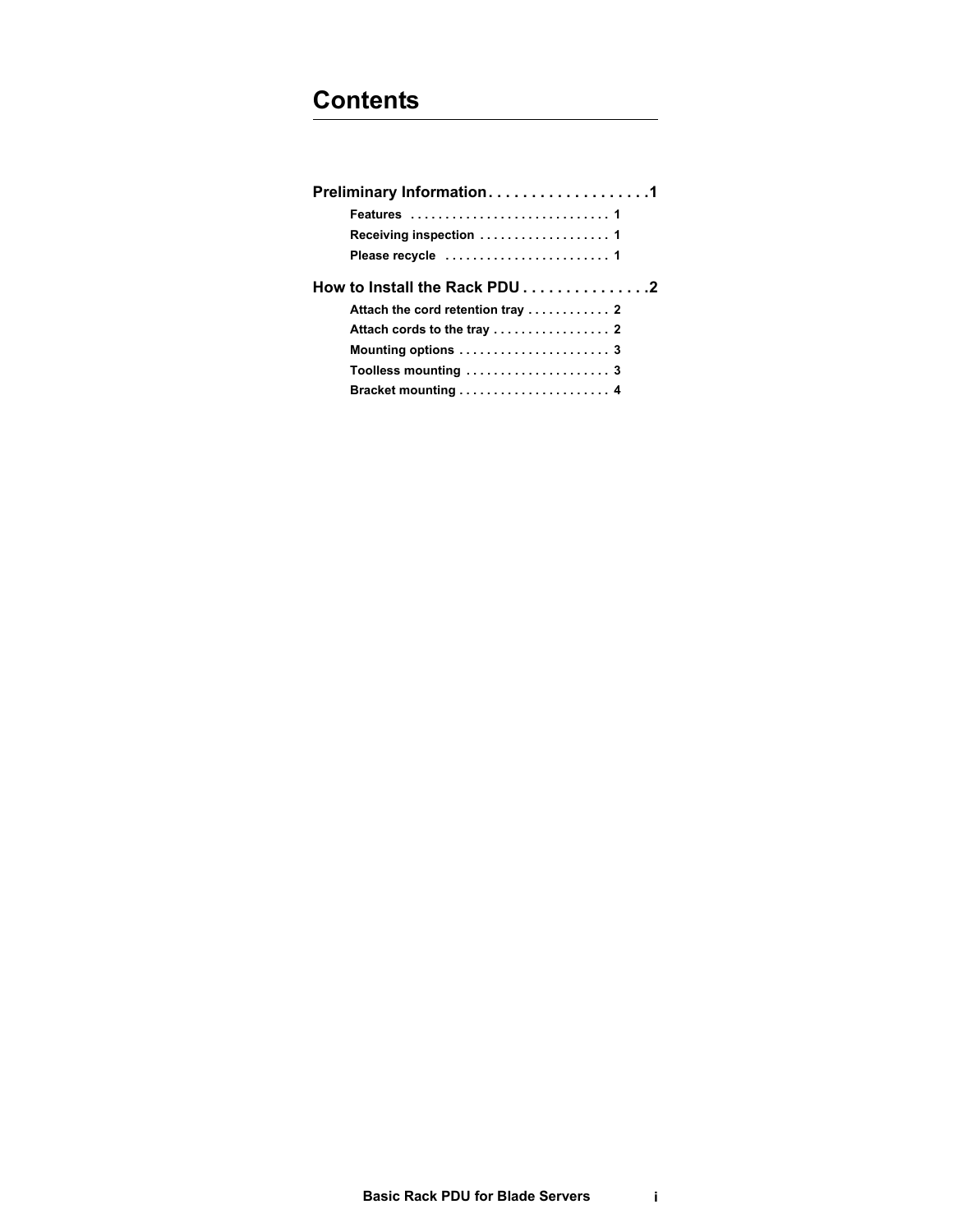# Contents

**Preliminary Information . . . . . . . . . . . . . . . . . . . 1**

- **Features . . . . . . . . . . . . . . . . . . . . . . . . . . . . 1**
- **Receiving inspection . . . . . . . . . . . . . . . . . . 1**
- **Please recycle . . . . . . . . . . . . . . . . . . . . . . . 1**

**How to Install the Rack PDU . . . . . . . . . . . . . . . 2**

- **Attach the cord retention tray . . . . . . . . . . . . 2**
- **Attach cords to the tray . . . . . . . . . . . . . . . . . 2**
- **Mounting options . . . . . . . . . . . . . . . . . . . . . 3**
- **Toolless mounting . . . . . . . . . . . . . . . . . . . . 3**
- **Bracket mounting . . . . . . . . . . . . . . . . . . . . . 4**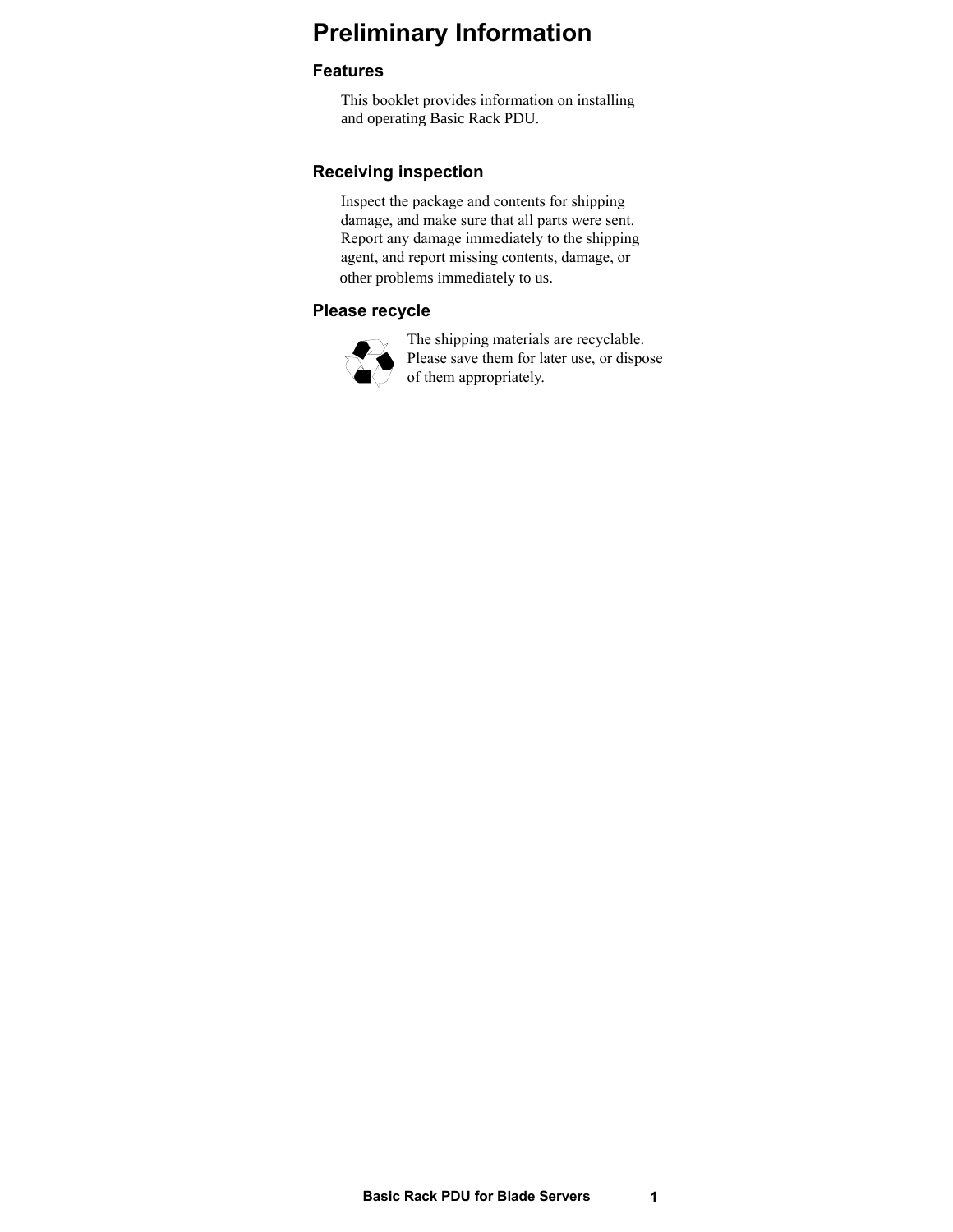# Preliminary Information

## Features

This booklet provides information on installing and operating Basic Rack PDU.

## Receiving inspection

Inspect the package and contents for shipping damage, and make sure that all parts were sent. Report any damage immediately to the shipping agent, and report missing contents, damage, or other problems immediately to us.

## Please recycle

The shipping materials are recyclable. Please save them for later use, or dispose of them appropriately.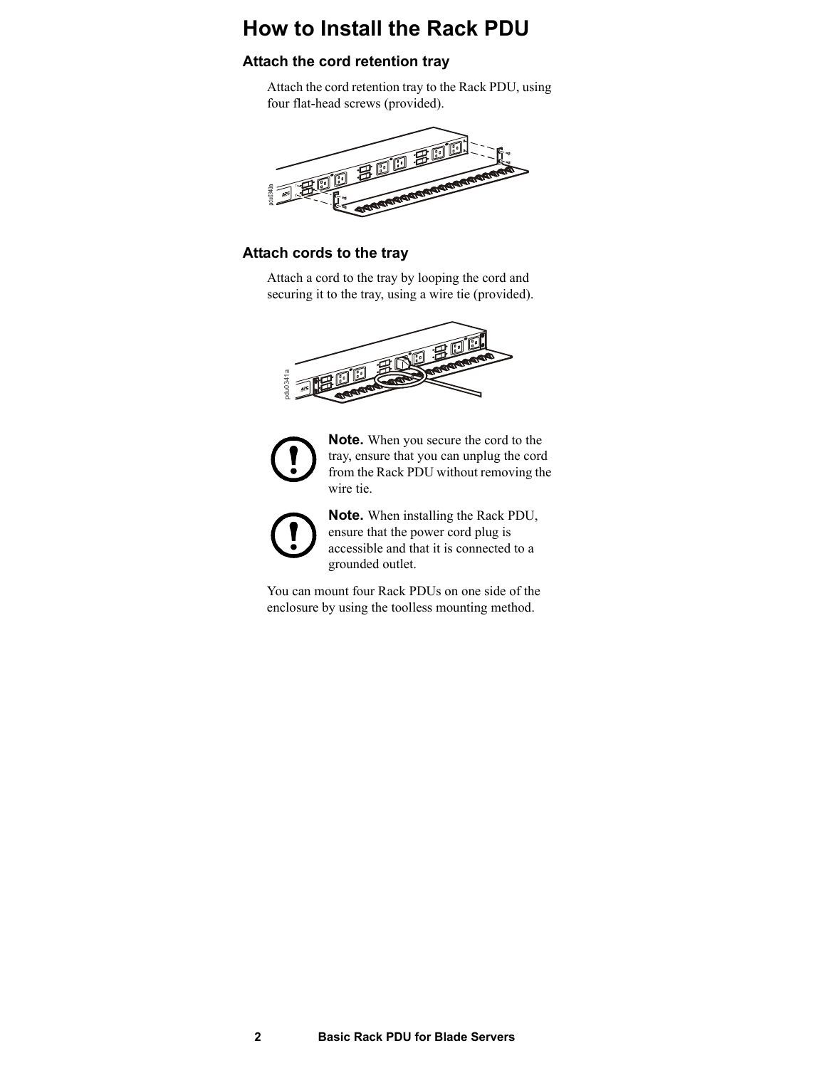# How to Install the Rack PDU

## Attach the cord retention tray

Attach the cord retention tray to the Rack PDU, using four flat-head screws (provided).

## Attach cords to the tray

Attach a cord to the tray by looping the cord and securing it to the tray, using a wire tie (provided).

**Note.** When you secure the cord to the tray, ensure that you can unplug the cord from the Rack PDU without removing the wire tie.

**Note.** When installing the Rack PDU, ensure that the power cord plug is accessible and that it is connected to a grounded outlet.

You can mount four Rack PDUs on one side of the enclosure by using the toolless mounting method.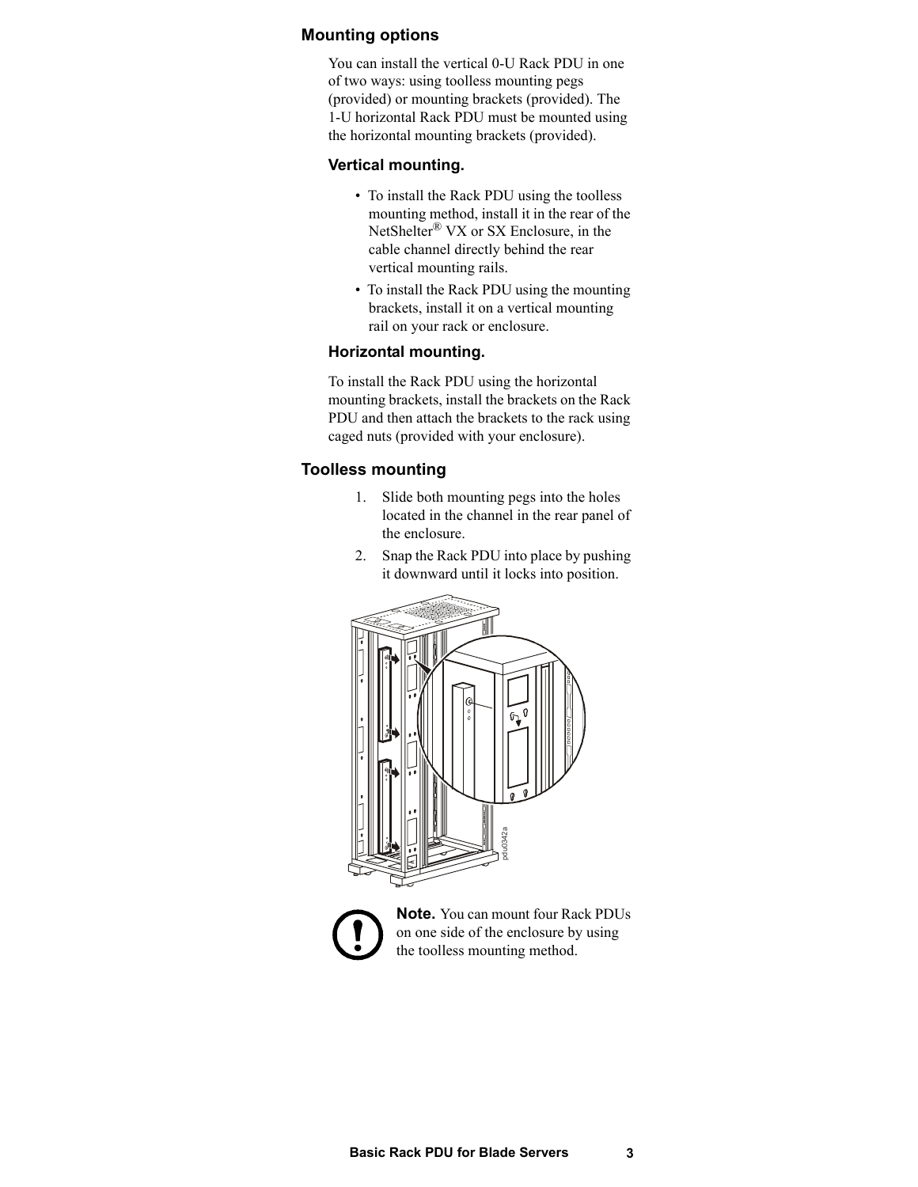## Mounting options

You can install the vertical 0-U Rack PDU in one of two ways: using toolless mounting pegs (provided) or mounting brackets (provided). The 1-U horizontal Rack PDU must be mounted using the horizontal mounting brackets (provided).

### Vertical mounting.

- To install the Rack PDU using the toolless mounting method, install it in the rear of the NetShelter® VX or SX Enclosure, in the cable channel directly behind the rear vertical mounting rails.
- To install the Rack PDU using the mounting brackets, install it on a vertical mounting rail on your rack or enclosure.

### Horizontal mounting.

To install the Rack PDU using the horizontal mounting brackets, install the brackets on the Rack PDU and then attach the brackets to the rack using caged nuts (provided with your enclosure).

## Toolless mounting

1. Slide both mounting pegs into the holes located in the channel in the rear panel of the enclosure.
2. Snap the Rack PDU into place by pushing it downward until it locks into position.

**Note.** You can mount four Rack PDUs on one side of the enclosure by using the toolless mounting method.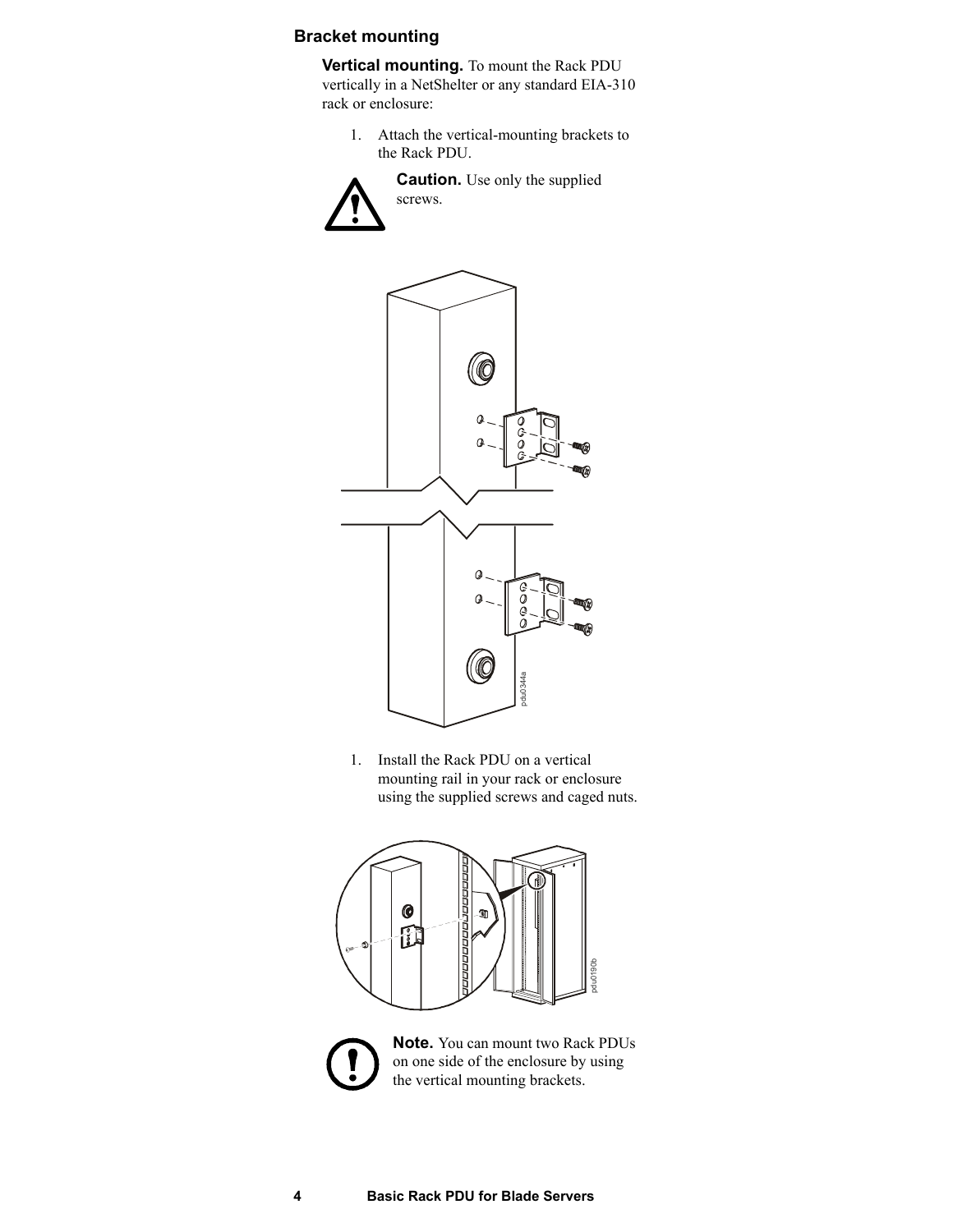## Bracket mounting

**Vertical mounting.** To mount the Rack PDU vertically in a NetShelter or any standard EIA-310 rack or enclosure:

1. Attach the vertical-mounting brackets to the Rack PDU.

**Caution.** Use only the supplied screws.

1. Install the Rack PDU on a vertical mounting rail in your rack or enclosure using the supplied screws and caged nuts.

**Note.** You can mount two Rack PDUs on one side of the enclosure by using the vertical mounting brackets.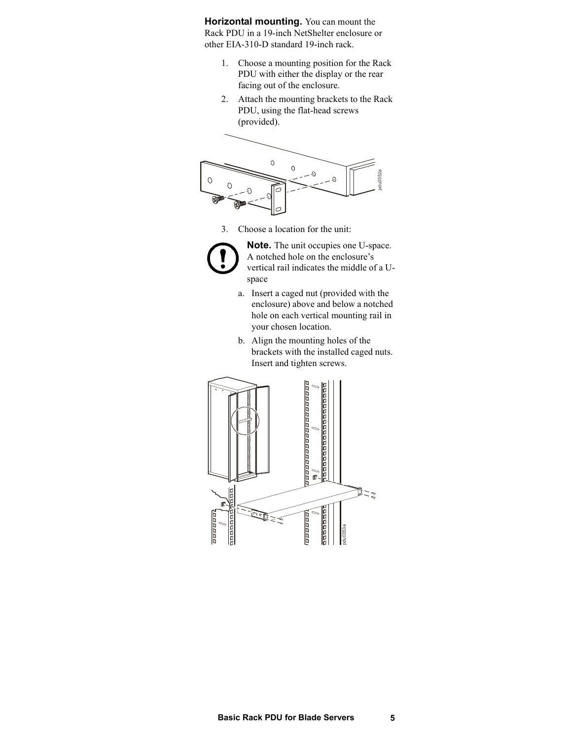**Horizontal mounting.** You can mount the Rack PDU in a 19-inch NetShelter enclosure or other EIA-310-D standard 19-inch rack.

1. Choose a mounting position for the Rack PDU with either the display or the rear facing out of the enclosure.
2. Attach the mounting brackets to the Rack PDU, using the flat-head screws (provided).

3. Choose a location for the unit:

   **Note.** The unit occupies one U-space. A notched hole on the enclosure's vertical rail indicates the middle of a U-space

   a. Insert a caged nut (provided with the enclosure) above and below a notched hole on each vertical mounting rail in your chosen location.

   b. Align the mounting holes of the brackets with the installed caged nuts. Insert and tighten screws.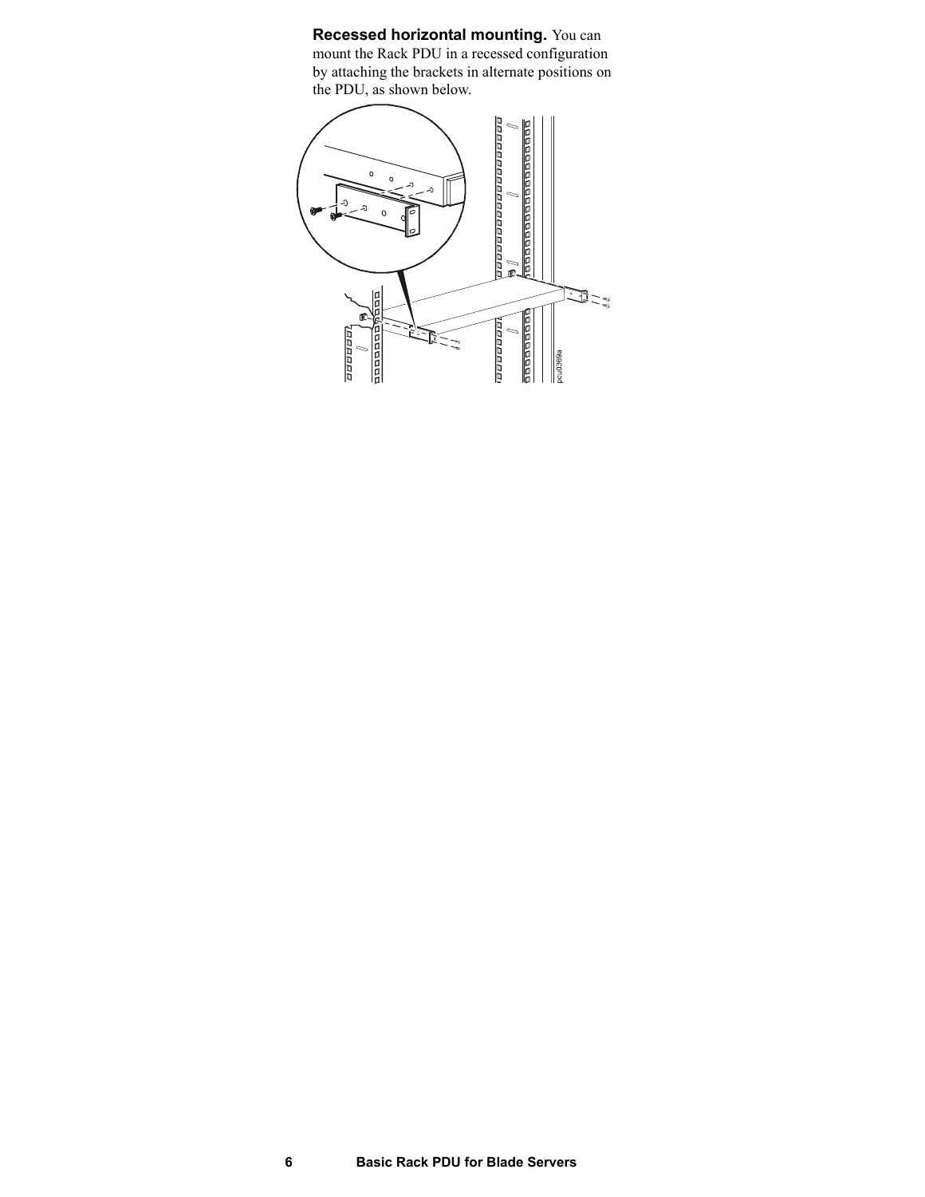**Recessed horizontal mounting.** You can mount the Rack PDU in a recessed configuration by attaching the brackets in alternate positions on the PDU, as shown below.